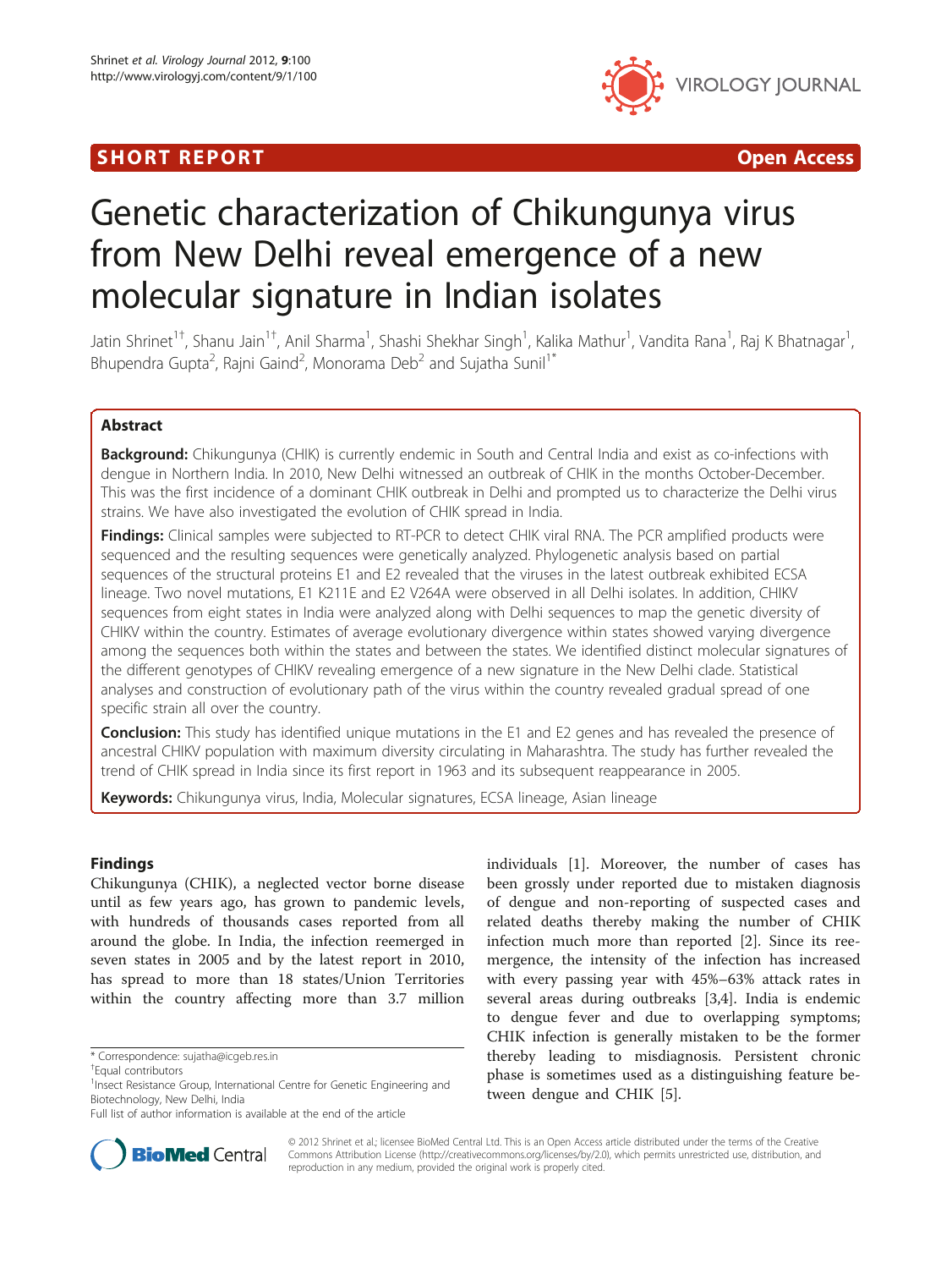SHORT REPORT

Open Access

# Genetic characterization of Chikungunya virus from New Delhi reveal emergence of a new molecular signature in Indian isolates

Jatin Shrinet[1†], Shanu Jain[1†], Anil Sharma[1], Shashi Shekhar Singh[1], Kalika Mathur[1], Vandita Rana[1], Raj K Bhatnagar[1], Bhupendra Gupta[2], Rajni Gaind[2], Monorama Deb[2] and Sujatha Sunil[1*]

## Abstract

**Background:** Chikungunya (CHIK) is currently endemic in South and Central India and exist as co-infections with dengue in Northern India. In 2010, New Delhi witnessed an outbreak of CHIK in the months October-December. This was the first incidence of a dominant CHIK outbreak in Delhi and prompted us to characterize the Delhi virus strains. We have also investigated the evolution of CHIK spread in India.

**Findings:** Clinical samples were subjected to RT-PCR to detect CHIK viral RNA. The PCR amplified products were sequenced and the resulting sequences were genetically analyzed. Phylogenetic analysis based on partial sequences of the structural proteins E1 and E2 revealed that the viruses in the latest outbreak exhibited ECSA lineage. Two novel mutations, E1 K211E and E2 V264A were observed in all Delhi isolates. In addition, CHIKV sequences from eight states in India were analyzed along with Delhi sequences to map the genetic diversity of CHIKV within the country. Estimates of average evolutionary divergence within states showed varying divergence among the sequences both within the states and between the states. We identified distinct molecular signatures of the different genotypes of CHIKV revealing emergence of a new signature in the New Delhi clade. Statistical analyses and construction of evolutionary path of the virus within the country revealed gradual spread of one specific strain all over the country.

**Conclusion:** This study has identified unique mutations in the E1 and E2 genes and has revealed the presence of ancestral CHIKV population with maximum diversity circulating in Maharashtra. The study has further revealed the trend of CHIK spread in India since its first report in 1963 and its subsequent reappearance in 2005.

**Keywords:** Chikungunya virus, India, Molecular signatures, ECSA lineage, Asian lineage

## Findings

Chikungunya (CHIK), a neglected vector borne disease until as few years ago, has grown to pandemic levels, with hundreds of thousands cases reported from all around the globe. In India, the infection reemerged in seven states in 2005 and by the latest report in 2010, has spread to more than 18 states/Union Territories within the country affecting more than 3.7 million individuals [1]. Moreover, the number of cases has been grossly under reported due to mistaken diagnosis of dengue and non-reporting of suspected cases and related deaths thereby making the number of CHIK infection much more than reported [2]. Since its reemergence, the intensity of the infection has increased with every passing year with 45%–63% attack rates in several areas during outbreaks [3,4]. India is endemic to dengue fever and due to overlapping symptoms; CHIK infection is generally mistaken to be the former thereby leading to misdiagnosis. Persistent chronic phase is sometimes used as a distinguishing feature between dengue and CHIK [5].

\* Correspondence: sujatha@icgeb.res.in

†Equal contributors

[1]Insect Resistance Group, International Centre for Genetic Engineering and Biotechnology, New Delhi, India

Full list of author information is available at the end of the article

© 2012 Shrinet et al.; licensee BioMed Central Ltd. This is an Open Access article distributed under the terms of the Creative Commons Attribution License (http://creativecommons.org/licenses/by/2.0), which permits unrestricted use, distribution, and reproduction in any medium, provided the original work is properly cited.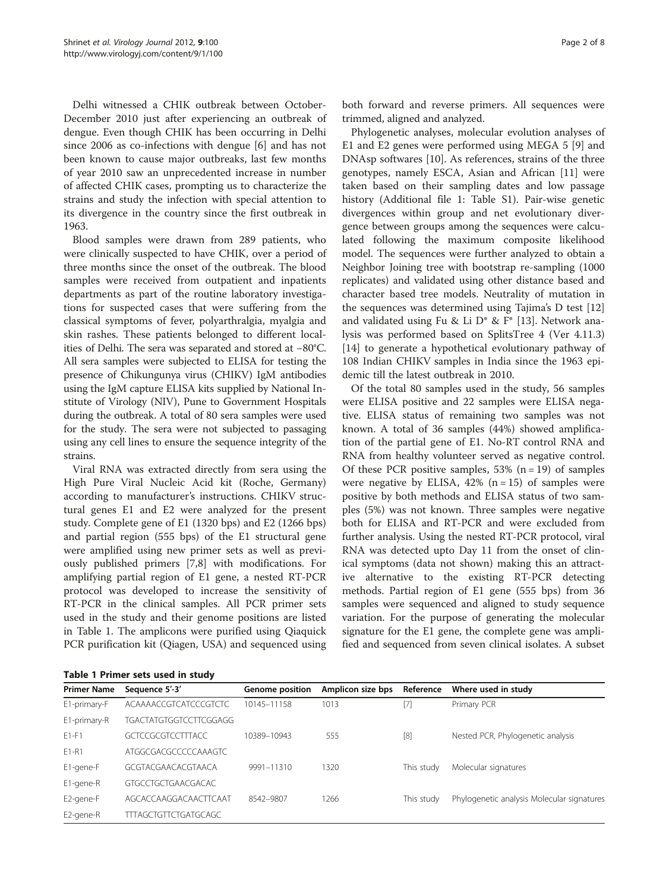Delhi witnessed a CHIK outbreak between October-December 2010 just after experiencing an outbreak of dengue. Even though CHIK has been occurring in Delhi since 2006 as co-infections with dengue [6] and has not been known to cause major outbreaks, last few months of year 2010 saw an unprecedented increase in number of affected CHIK cases, prompting us to characterize the strains and study the infection with special attention to its divergence in the country since the first outbreak in 1963.

Blood samples were drawn from 289 patients, who were clinically suspected to have CHIK, over a period of three months since the onset of the outbreak. The blood samples were received from outpatient and inpatients departments as part of the routine laboratory investigations for suspected cases that were suffering from the classical symptoms of fever, polyarthralgia, myalgia and skin rashes. These patients belonged to different localities of Delhi. The sera was separated and stored at −80°C. All sera samples were subjected to ELISA for testing the presence of Chikungunya virus (CHIKV) IgM antibodies using the IgM capture ELISA kits supplied by National Institute of Virology (NIV), Pune to Government Hospitals during the outbreak. A total of 80 sera samples were used for the study. The sera were not subjected to passaging using any cell lines to ensure the sequence integrity of the strains.

Viral RNA was extracted directly from sera using the High Pure Viral Nucleic Acid kit (Roche, Germany) according to manufacturer's instructions. CHIKV structural genes E1 and E2 were analyzed for the present study. Complete gene of E1 (1320 bps) and E2 (1266 bps) and partial region (555 bps) of the E1 structural gene were amplified using new primer sets as well as previously published primers [7,8] with modifications. For amplifying partial region of E1 gene, a nested RT-PCR protocol was developed to increase the sensitivity of RT-PCR in the clinical samples. All PCR primer sets used in the study and their genome positions are listed in Table 1. The amplicons were purified using Qiaquick PCR purification kit (Qiagen, USA) and sequenced using both forward and reverse primers. All sequences were trimmed, aligned and analyzed.

Phylogenetic analyses, molecular evolution analyses of E1 and E2 genes were performed using MEGA 5 [9] and DNAsp softwares [10]. As references, strains of the three genotypes, namely ESCA, Asian and African [11] were taken based on their sampling dates and low passage history (Additional file 1: Table S1). Pair-wise genetic divergences within group and net evolutionary divergence between groups among the sequences were calculated following the maximum composite likelihood model. The sequences were further analyzed to obtain a Neighbor Joining tree with bootstrap re-sampling (1000 replicates) and validated using other distance based and character based tree models. Neutrality of mutation in the sequences was determined using Tajima's D test [12] and validated using Fu & Li D* & F* [13]. Network analysis was performed based on SplitsTree 4 (Ver 4.11.3) [14] to generate a hypothetical evolutionary pathway of 108 Indian CHIKV samples in India since the 1963 epidemic till the latest outbreak in 2010.

Of the total 80 samples used in the study, 56 samples were ELISA positive and 22 samples were ELISA negative. ELISA status of remaining two samples was not known. A total of 36 samples (44%) showed amplification of the partial gene of E1. No-RT control RNA and RNA from healthy volunteer served as negative control. Of these PCR positive samples, 53% (n = 19) of samples were negative by ELISA, 42% (n = 15) of samples were positive by both methods and ELISA status of two samples (5%) was not known. Three samples were negative both for ELISA and RT-PCR and were excluded from further analysis. Using the nested RT-PCR protocol, viral RNA was detected upto Day 11 from the onset of clinical symptoms (data not shown) making this an attractive alternative to the existing RT-PCR detecting methods. Partial region of E1 gene (555 bps) from 36 samples were sequenced and aligned to study sequence variation. For the purpose of generating the molecular signature for the E1 gene, the complete gene was amplified and sequenced from seven clinical isolates. A subset

**Table 1 Primer sets used in study**

| Primer Name | Sequence 5′-3′ | Genome position | Amplicon size bps | Reference | Where used in study |
|---|---|---|---|---|---|
| E1-primary-F | ACAAAACCGTCATCCCGTCTC | 10145–11158 | 1013 | [7] | Primary PCR |
| E1-primary-R | TGACTATGTGGTCCTTCGGAGG | | | | |
| E1-F1 | GCTCCGCGTCCTTTACC | 10389–10943 | 555 | [8] | Nested PCR, Phylogenetic analysis |
| E1-R1 | ATGGCGACGCCCCCAAAGTC | | | | |
| E1-gene-F | GCGTACGAACACGTAACA | 9991–11310 | 1320 | This study | Molecular signatures |
| E1-gene-R | GTGCCTGCTGAACGACAC | | | | |
| E2-gene-F | AGCACCAAGGACAACTTCAAT | 8542–9807 | 1266 | This study | Phylogenetic analysis Molecular signatures |
| E2-gene-R | TTTAGCTGTTCTGATGCAGC | | | | |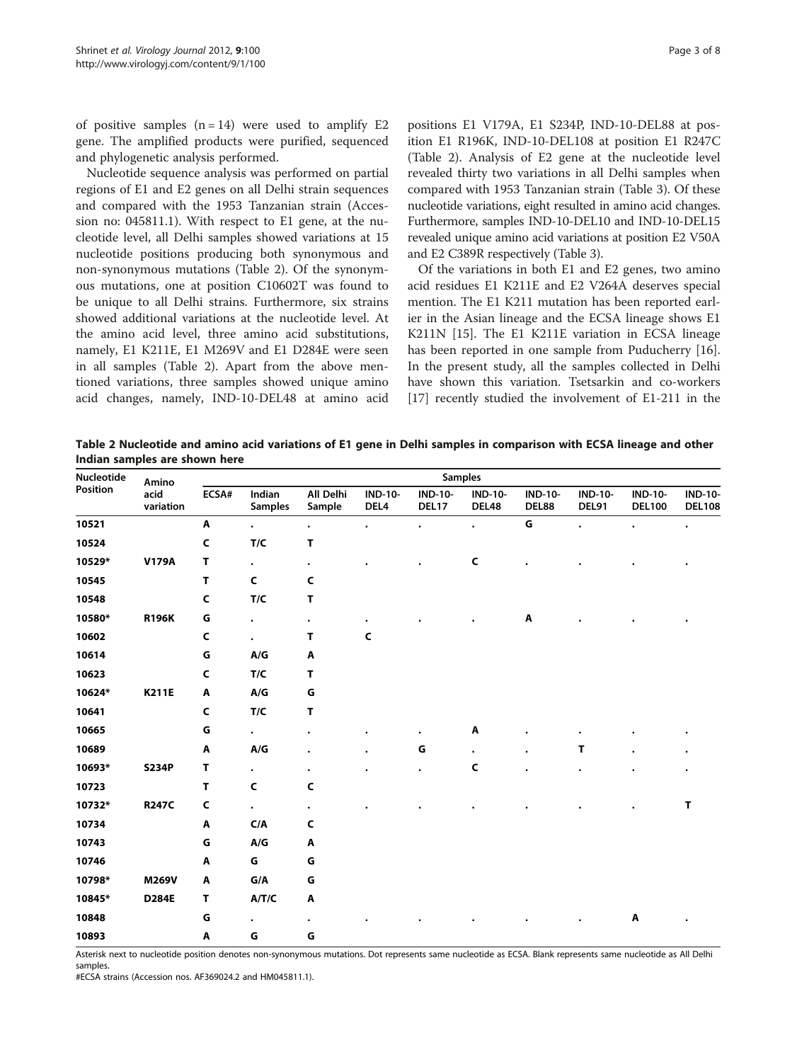of positive samples (n = 14) were used to amplify E2 gene. The amplified products were purified, sequenced and phylogenetic analysis performed.

Nucleotide sequence analysis was performed on partial regions of E1 and E2 genes on all Delhi strain sequences and compared with the 1953 Tanzanian strain (Accession no: 045811.1). With respect to E1 gene, at the nucleotide level, all Delhi samples showed variations at 15 nucleotide positions producing both synonymous and non-synonymous mutations (Table 2). Of the synonymous mutations, one at position C10602T was found to be unique to all Delhi strains. Furthermore, six strains showed additional variations at the nucleotide level. At the amino acid level, three amino acid substitutions, namely, E1 K211E, E1 M269V and E1 D284E were seen in all samples (Table 2). Apart from the above mentioned variations, three samples showed unique amino acid changes, namely, IND-10-DEL48 at amino acid positions E1 V179A, E1 S234P, IND-10-DEL88 at position E1 R196K, IND-10-DEL108 at position E1 R247C (Table 2). Analysis of E2 gene at the nucleotide level revealed thirty two variations in all Delhi samples when compared with 1953 Tanzanian strain (Table 3). Of these nucleotide variations, eight resulted in amino acid changes. Furthermore, samples IND-10-DEL10 and IND-10-DEL15 revealed unique amino acid variations at position E2 V50A and E2 C389R respectively (Table 3).

Of the variations in both E1 and E2 genes, two amino acid residues E1 K211E and E2 V264A deserves special mention. The E1 K211 mutation has been reported earlier in the Asian lineage and the ECSA lineage shows E1 K211N [15]. The E1 K211E variation in ECSA lineage has been reported in one sample from Puducherry [16]. In the present study, all the samples collected in Delhi have shown this variation. Tsetsarkin and co-workers [17] recently studied the involvement of E1-211 in the

**Table 2 Nucleotide and amino acid variations of E1 gene in Delhi samples in comparison with ECSA lineage and other Indian samples are shown here**

| Nucleotide Position | Amino acid variation | Samples | | | | | | | | | |
|---|---|---|---|---|---|---|---|---|---|---|---|
| | | ECSA# | Indian Samples | All Delhi Sample | IND-10-DEL4 | IND-10-DEL17 | IND-10-DEL48 | IND-10-DEL88 | IND-10-DEL91 | IND-10-DEL100 | IND-10-DEL108 |
| 10521 | | A | . | . | . | . | . | G | . | . | . |
| 10524 | | C | T/C | T | | | | | | | |
| 10529* | V179A | T | . | . | . | . | C | . | . | . | . |
| 10545 | | T | C | C | | | | | | | |
| 10548 | | C | T/C | T | | | | | | | |
| 10580* | R196K | G | . | . | . | . | . | A | . | . | . |
| 10602 | | C | . | T | C | | | | | | |
| 10614 | | G | A/G | A | | | | | | | |
| 10623 | | C | T/C | T | | | | | | | |
| 10624* | K211E | A | A/G | G | | | | | | | |
| 10641 | | C | T/C | T | | | | | | | |
| 10665 | | G | . | . | . | . | A | . | . | . | . |
| 10689 | | A | A/G | . | . | G | . | . | T | . | . |
| 10693* | S234P | T | . | . | . | . | C | . | . | . | . |
| 10723 | | T | C | C | | | | | | | |
| 10732* | R247C | C | . | . | . | . | . | . | . | . | T |
| 10734 | | A | C/A | C | | | | | | | |
| 10743 | | G | A/G | A | | | | | | | |
| 10746 | | A | G | G | | | | | | | |
| 10798* | M269V | A | G/A | G | | | | | | | |
| 10845* | D284E | T | A/T/C | A | | | | | | | |
| 10848 | | G | . | . | . | . | . | . | . | A | . |
| 10893 | | A | G | G | | | | | | | |

Asterisk next to nucleotide position denotes non-synonymous mutations. Dot represents same nucleotide as ECSA. Blank represents same nucleotide as All Delhi samples.
#ECSA strains (Accession nos. AF369024.2 and HM045811.1).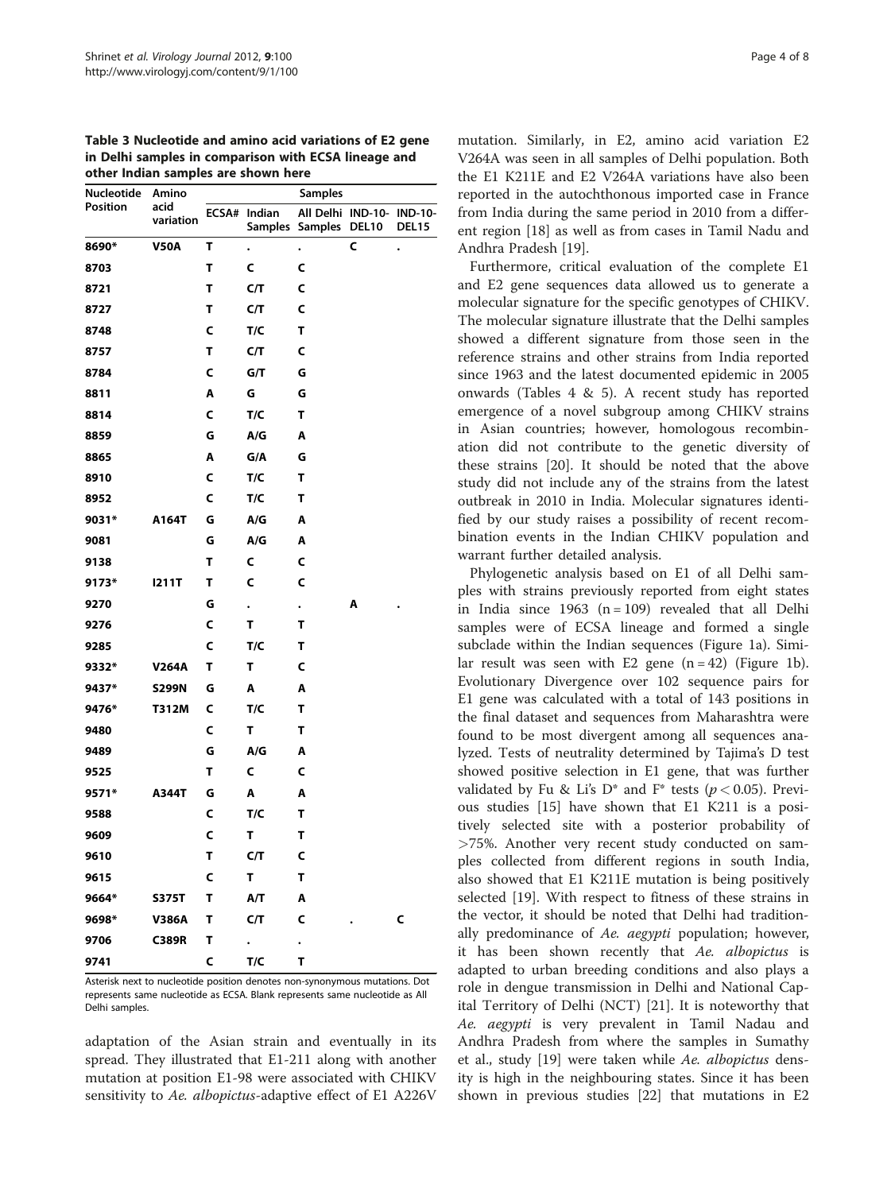**Table 3 Nucleotide and amino acid variations of E2 gene in Delhi samples in comparison with ECSA lineage and other Indian samples are shown here**

| Nucleotide Position | Amino acid variation | Samples | | | | |
|---|---|---|---|---|---|---|
| | | ECSA# | Indian Samples | All Delhi Samples | IND-10-DEL10 | IND-10-DEL15 |
| 8690* | V50A | T | . | . | C | . |
| 8703 | | T | C | C | | |
| 8721 | | T | C/T | C | | |
| 8727 | | T | C/T | C | | |
| 8748 | | C | T/C | T | | |
| 8757 | | T | C/T | C | | |
| 8784 | | C | G/T | G | | |
| 8811 | | A | G | G | | |
| 8814 | | C | T/C | T | | |
| 8859 | | G | A/G | A | | |
| 8865 | | A | G/A | G | | |
| 8910 | | C | T/C | T | | |
| 8952 | | C | T/C | T | | |
| 9031* | A164T | G | A/G | A | | |
| 9081 | | G | A/G | A | | |
| 9138 | | T | C | C | | |
| 9173* | I211T | T | C | C | | |
| 9270 | | G | . | . | A | . |
| 9276 | | C | T | T | | |
| 9285 | | C | T/C | T | | |
| 9332* | V264A | T | T | C | | |
| 9437* | S299N | G | A | A | | |
| 9476* | T312M | C | T/C | T | | |
| 9480 | | C | T | T | | |
| 9489 | | G | A/G | A | | |
| 9525 | | T | C | C | | |
| 9571* | A344T | G | A | A | | |
| 9588 | | C | T/C | T | | |
| 9609 | | C | T | T | | |
| 9610 | | T | C/T | C | | |
| 9615 | | C | T | T | | |
| 9664* | S375T | T | A/T | A | | |
| 9698* | V386A | T | C/T | C | . | C |
| 9706 | C389R | T | . | . | | |
| 9741 | | C | T/C | T | | |

Asterisk next to nucleotide position denotes non-synonymous mutations. Dot represents same nucleotide as ECSA. Blank represents same nucleotide as All Delhi samples.

adaptation of the Asian strain and eventually in its spread. They illustrated that E1-211 along with another mutation at position E1-98 were associated with CHIKV sensitivity to *Ae. albopictus*-adaptive effect of E1 A226V mutation. Similarly, in E2, amino acid variation E2 V264A was seen in all samples of Delhi population. Both the E1 K211E and E2 V264A variations have also been reported in the autochthonous imported case in France from India during the same period in 2010 from a different region [18] as well as from cases in Tamil Nadu and Andhra Pradesh [19].

Furthermore, critical evaluation of the complete E1 and E2 gene sequences data allowed us to generate a molecular signature for the specific genotypes of CHIKV. The molecular signature illustrate that the Delhi samples showed a different signature from those seen in the reference strains and other strains from India reported since 1963 and the latest documented epidemic in 2005 onwards (Tables 4 & 5). A recent study has reported emergence of a novel subgroup among CHIKV strains in Asian countries; however, homologous recombination did not contribute to the genetic diversity of these strains [20]. It should be noted that the above study did not include any of the strains from the latest outbreak in 2010 in India. Molecular signatures identified by our study raises a possibility of recent recombination events in the Indian CHIKV population and warrant further detailed analysis.

Phylogenetic analysis based on E1 of all Delhi samples with strains previously reported from eight states in India since 1963 (n = 109) revealed that all Delhi samples were of ECSA lineage and formed a single subclade within the Indian sequences (Figure 1a). Similar result was seen with E2 gene (n = 42) (Figure 1b). Evolutionary Divergence over 102 sequence pairs for E1 gene was calculated with a total of 143 positions in the final dataset and sequences from Maharashtra were found to be most divergent among all sequences analyzed. Tests of neutrality determined by Tajima's D test showed positive selection in E1 gene, that was further validated by Fu & Li's D* and F* tests ($p < 0.05$). Previous studies [15] have shown that E1 K211 is a positively selected site with a posterior probability of >75%. Another very recent study conducted on samples collected from different regions in south India, also showed that E1 K211E mutation is being positively selected [19]. With respect to fitness of these strains in the vector, it should be noted that Delhi had traditionally predominance of *Ae. aegypti* population; however, it has been shown recently that *Ae. albopictus* is adapted to urban breeding conditions and also plays a role in dengue transmission in Delhi and National Capital Territory of Delhi (NCT) [21]. It is noteworthy that *Ae. aegypti* is very prevalent in Tamil Nadau and Andhra Pradesh from where the samples in Sumathy et al., study [19] were taken while *Ae. albopictus* density is high in the neighbouring states. Since it has been shown in previous studies [22] that mutations in E2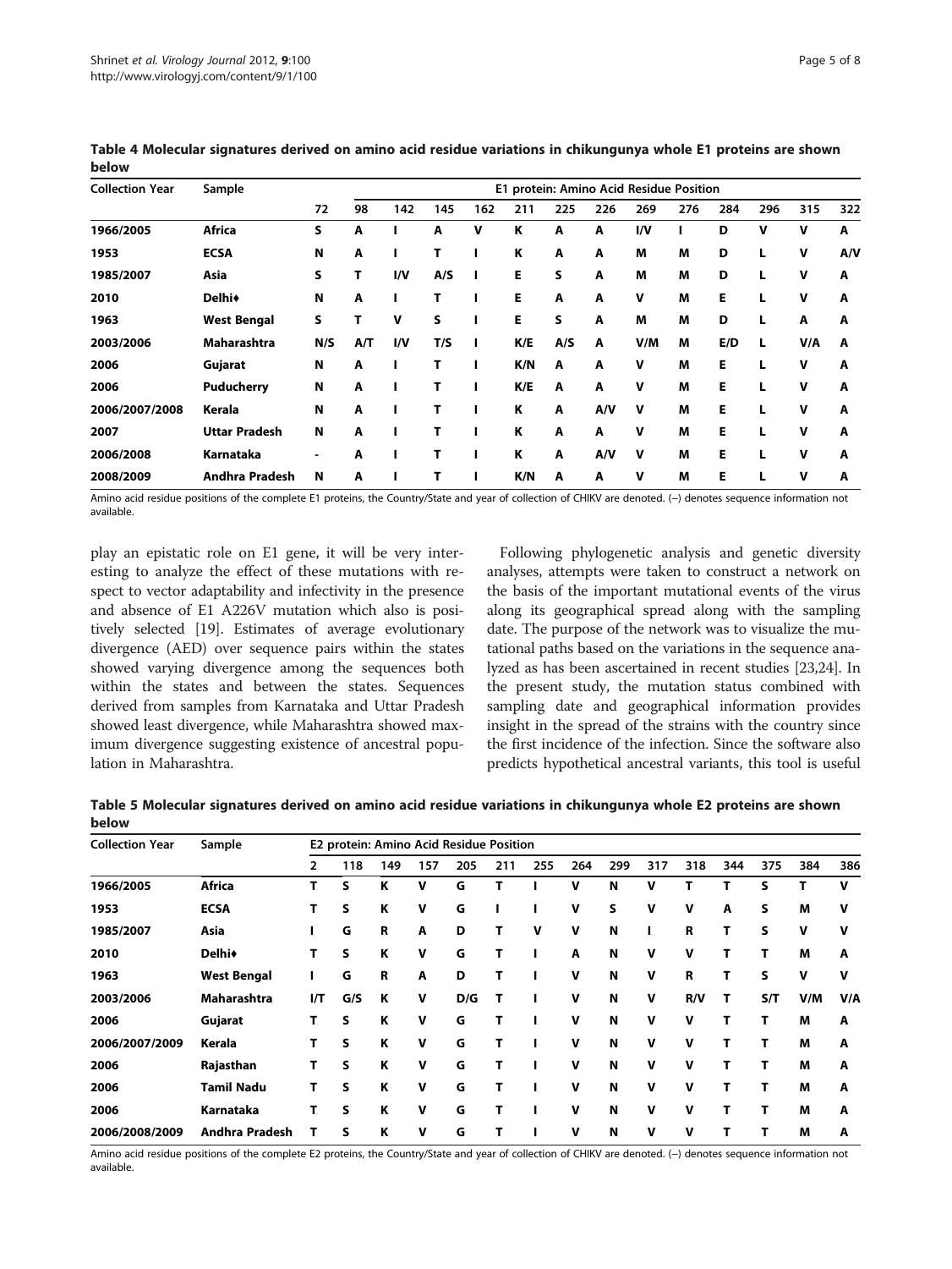**Table 4 Molecular signatures derived on amino acid residue variations in chikungunya whole E1 proteins are shown below**

| Collection Year | Sample | E1 protein: Amino Acid Residue Position | | | | | | | | | | | | | |
|---|---|---|---|---|---|---|---|---|---|---|---|---|---|---|---|
| | | 72 | 98 | 142 | 145 | 162 | 211 | 225 | 226 | 269 | 276 | 284 | 296 | 315 | 322 |
| **1966/2005** | **Africa** | S | A | I | A | V | K | A | A | I/V | I | D | V | V | A |
| **1953** | **ECSA** | N | A | I | T | I | K | A | A | M | M | D | L | V | A/V |
| **1985/2007** | **Asia** | S | T | I/V | A/S | I | E | S | A | M | M | D | L | V | A |
| **2010** | **Delhi♦** | N | A | I | T | I | E | A | A | V | M | E | L | V | A |
| **1963** | **West Bengal** | S | T | V | S | I | E | S | A | M | M | D | L | A | A |
| **2003/2006** | **Maharashtra** | N/S | A/T | I/V | T/S | I | K/E | A/S | A | V/M | M | E/D | L | V/A | A |
| **2006** | **Gujarat** | N | A | I | T | I | K/N | A | A | V | M | E | L | V | A |
| **2006** | **Puducherry** | N | A | I | T | I | K/E | A | A | V | M | E | L | V | A |
| **2006/2007/2008** | **Kerala** | N | A | I | T | I | K | A | A/V | V | M | E | L | V | A |
| **2007** | **Uttar Pradesh** | N | A | I | T | I | K | A | A | V | M | E | L | V | A |
| **2006/2008** | **Karnataka** | - | A | I | T | I | K | A | A/V | V | M | E | L | V | A |
| **2008/2009** | **Andhra Pradesh** | N | A | I | T | I | K/N | A | A | V | M | E | L | V | A |

Amino acid residue positions of the complete E1 proteins, the Country/State and year of collection of CHIKV are denoted. (–) denotes sequence information not available.

play an epistatic role on E1 gene, it will be very interesting to analyze the effect of these mutations with respect to vector adaptability and infectivity in the presence and absence of E1 A226V mutation which also is positively selected [19]. Estimates of average evolutionary divergence (AED) over sequence pairs within the states showed varying divergence among the sequences both within the states and between the states. Sequences derived from samples from Karnataka and Uttar Pradesh showed least divergence, while Maharashtra showed maximum divergence suggesting existence of ancestral population in Maharashtra.

Following phylogenetic analysis and genetic diversity analyses, attempts were taken to construct a network on the basis of the important mutational events of the virus along its geographical spread along with the sampling date. The purpose of the network was to visualize the mutational paths based on the variations in the sequence analyzed as has been ascertained in recent studies [23,24]. In the present study, the mutation status combined with sampling date and geographical information provides insight in the spread of the strains with the country since the first incidence of the infection. Since the software also predicts hypothetical ancestral variants, this tool is useful

**Table 5 Molecular signatures derived on amino acid residue variations in chikungunya whole E2 proteins are shown below**

| Collection Year | Sample | E2 protein: Amino Acid Residue Position | | | | | | | | | | | | | | |
|---|---|---|---|---|---|---|---|---|---|---|---|---|---|---|---|---|
| | | 2 | 118 | 149 | 157 | 205 | 211 | 255 | 264 | 299 | 317 | 318 | 344 | 375 | 384 | 386 |
| **1966/2005** | **Africa** | T | S | K | V | G | T | I | V | N | V | T | T | S | T | V |
| **1953** | **ECSA** | T | S | K | V | G | I | I | V | S | V | V | A | S | M | V |
| **1985/2007** | **Asia** | I | G | R | A | D | T | V | V | N | I | R | T | S | V | V |
| **2010** | **Delhi♦** | T | S | K | V | G | T | I | A | N | V | V | T | T | M | A |
| **1963** | **West Bengal** | I | G | R | A | D | T | I | V | N | V | R | T | S | V | V |
| **2003/2006** | **Maharashtra** | I/T | G/S | K | V | D/G | T | I | V | N | V | R/V | T | S/T | V/M | V/A |
| **2006** | **Gujarat** | T | S | K | V | G | T | I | V | N | V | V | T | T | M | A |
| **2006/2007/2009** | **Kerala** | T | S | K | V | G | T | I | V | N | V | V | T | T | M | A |
| **2006** | **Rajasthan** | T | S | K | V | G | T | I | V | N | V | V | T | T | M | A |
| **2006** | **Tamil Nadu** | T | S | K | V | G | T | I | V | N | V | V | T | T | M | A |
| **2006** | **Karnataka** | T | S | K | V | G | T | I | V | N | V | V | T | T | M | A |
| **2006/2008/2009** | **Andhra Pradesh** | T | S | K | V | G | T | I | V | N | V | V | T | T | M | A |

Amino acid residue positions of the complete E2 proteins, the Country/State and year of collection of CHIKV are denoted. (–) denotes sequence information not available.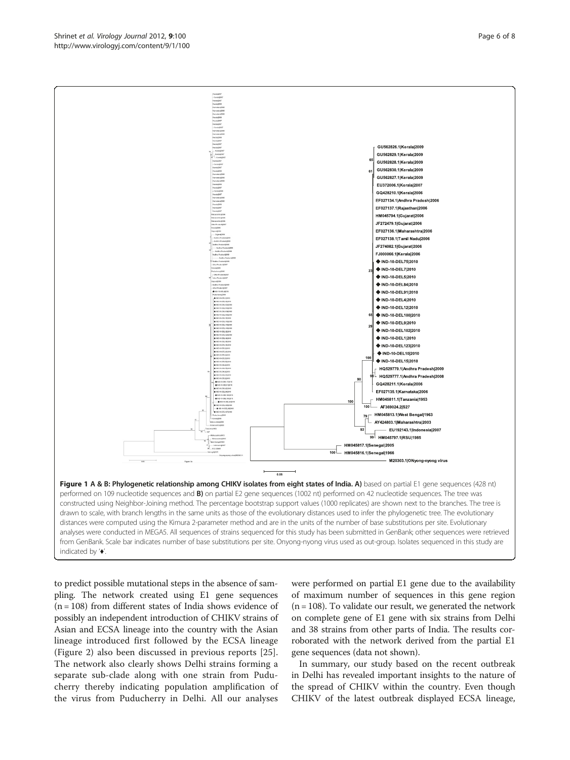**Figure 1 A & B: Phylogenetic relationship among CHIKV isolates from eight states of India. A)** based on partial E1 gene sequences (428 nt) performed on 109 nucleotide sequences and **B)** on partial E2 gene sequences (1002 nt) performed on 42 nucleotide sequences. The tree was constructed using Neighbor-Joining method. The percentage bootstrap support values (1000 replicates) are shown next to the branches. The tree is drawn to scale, with branch lengths in the same units as those of the evolutionary distances used to infer the phylogenetic tree. The evolutionary distances were computed using the Kimura 2-parameter method and are in the units of the number of base substitutions per site. Evolutionary analyses were conducted in MEGA5. All sequences of strains sequenced for this study has been submitted in GenBank; other sequences were retrieved from GenBank. Scale bar indicates number of base substitutions per site. Onyong-nyong virus used as out-group. Isolates sequenced in this study are indicated by '♦'.

to predict possible mutational steps in the absence of sampling. The network created using E1 gene sequences (n = 108) from different states of India shows evidence of possibly an independent introduction of CHIKV strains of Asian and ECSA lineage into the country with the Asian lineage introduced first followed by the ECSA lineage (Figure 2) also been discussed in previous reports [25]. The network also clearly shows Delhi strains forming a separate sub-clade along with one strain from Puducherry thereby indicating population amplification of the virus from Puducherry in Delhi. All our analyses were performed on partial E1 gene due to the availability of maximum number of sequences in this gene region (n = 108). To validate our result, we generated the network on complete gene of E1 gene with six strains from Delhi and 38 strains from other parts of India. The results corroborated with the network derived from the partial E1 gene sequences (data not shown).

In summary, our study based on the recent outbreak in Delhi has revealed important insights to the nature of the spread of CHIKV within the country. Even though CHIKV of the latest outbreak displayed ECSA lineage,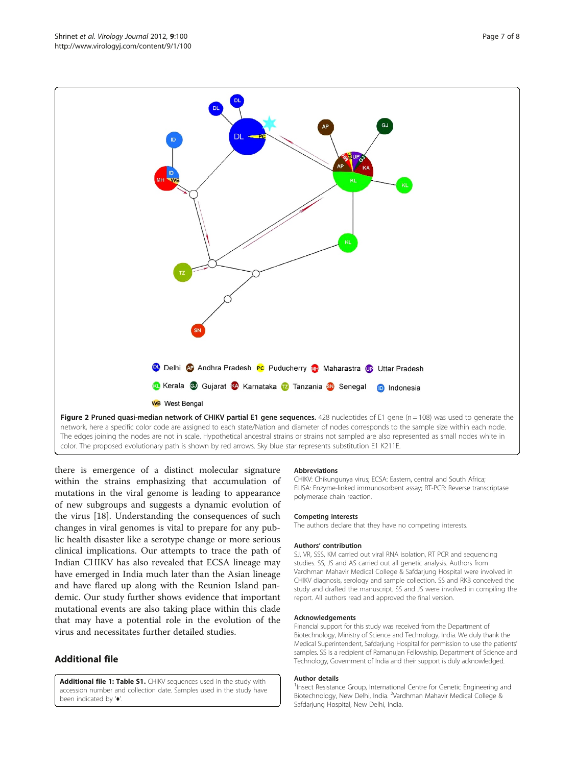**Figure 2 Pruned quasi-median network of CHIKV partial E1 gene sequences.** 428 nucleotides of E1 gene (n = 108) was used to generate the network, here a specific color code are assigned to each state/Nation and diameter of nodes corresponds to the sample size within each node. The edges joining the nodes are not in scale. Hypothetical ancestral strains or strains not sampled are also represented as small nodes white in color. The proposed evolutionary path is shown by red arrows. Sky blue star represents substitution E1 K211E.

there is emergence of a distinct molecular signature within the strains emphasizing that accumulation of mutations in the viral genome is leading to appearance of new subgroups and suggests a dynamic evolution of the virus [18]. Understanding the consequences of such changes in viral genomes is vital to prepare for any public health disaster like a serotype change or more serious clinical implications. Our attempts to trace the path of Indian CHIKV has also revealed that ECSA lineage may have emerged in India much later than the Asian lineage and have flared up along with the Reunion Island pandemic. Our study further shows evidence that important mutational events are also taking place within this clade that may have a potential role in the evolution of the virus and necessitates further detailed studies.

## Additional file

**Additional file 1: Table S1.** CHIKV sequences used in the study with accession number and collection date. Samples used in the study have been indicated by '♦'.

### Abbreviations

CHIKV: Chikungunya virus; ECSA: Eastern, central and South Africa; ELISA: Enzyme-linked immunosorbent assay; RT-PCR: Reverse transcriptase polymerase chain reaction.

### Competing interests

The authors declare that they have no competing interests.

### Authors' contribution

SJ, VR, SSS, KM carried out viral RNA isolation, RT PCR and sequencing studies. SS, JS and AS carried out all genetic analysis. Authors from Vardhman Mahavir Medical College & Safdarjung Hospital were involved in CHIKV diagnosis, serology and sample collection. SS and RKB conceived the study and drafted the manuscript. SS and JS were involved in compiling the report. All authors read and approved the final version.

### Acknowledgements

Financial support for this study was received from the Department of Biotechnology, Ministry of Science and Technology, India. We duly thank the Medical Superintendent, Safdarjung Hospital for permission to use the patients' samples. SS is a recipient of Ramanujan Fellowship, Department of Science and Technology, Government of India and their support is duly acknowledged.

### Author details

[1]Insect Resistance Group, International Centre for Genetic Engineering and Biotechnology, New Delhi, India. [2]Vardhman Mahavir Medical College & Safdarjung Hospital, New Delhi, India.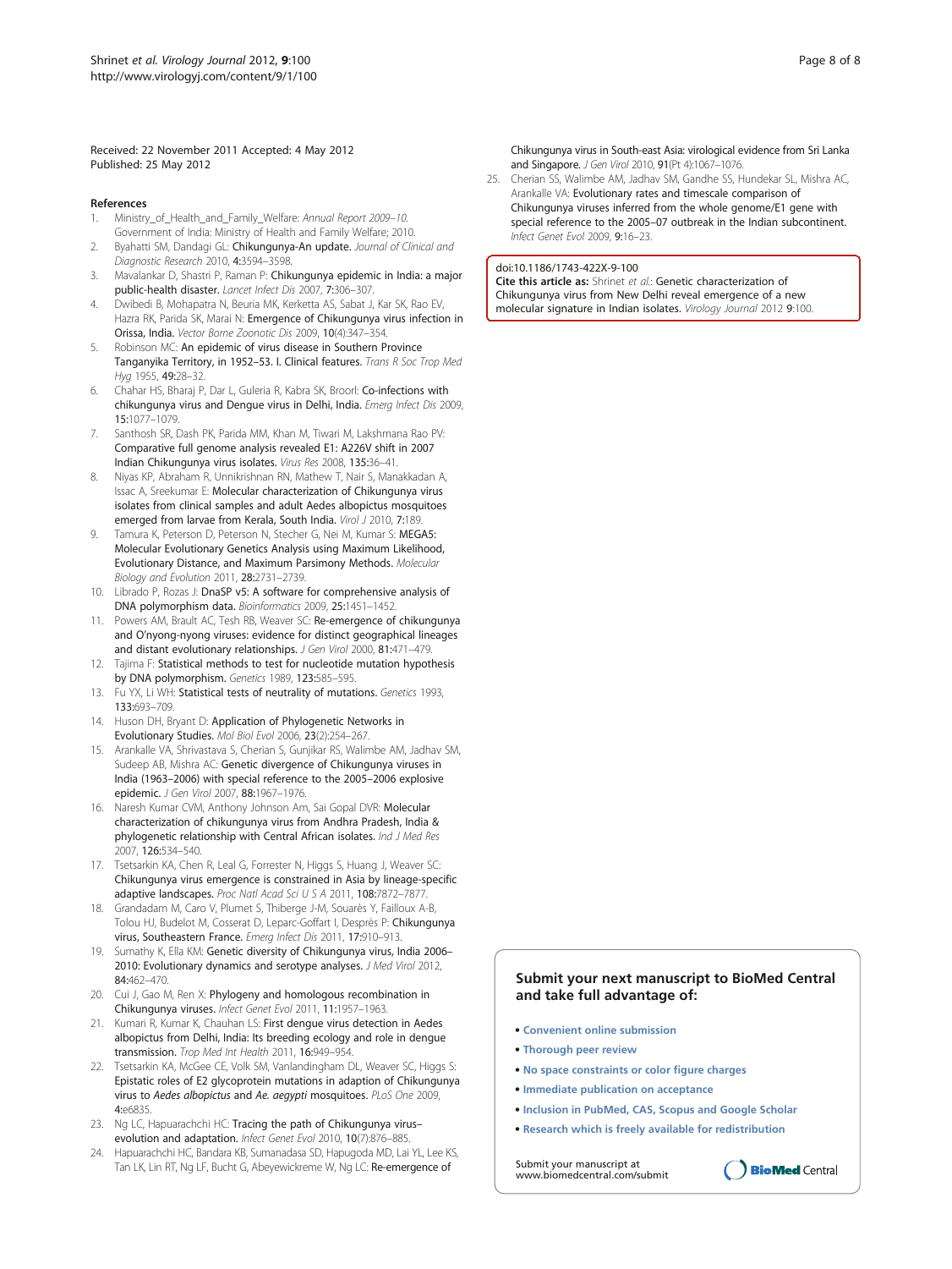Received: 22 November 2011 Accepted: 4 May 2012
Published: 25 May 2012

## References

1. Ministry_of_Health_and_Family_Welfare: *Annual Report 2009–10.* Government of India: Ministry of Health and Family Welfare; 2010.
2. Byahatti SM, Dandagi GL: **Chikungunya-An update.** *Journal of Clinical and Diagnostic Research* 2010, **4:**3594–3598.
3. Mavalankar D, Shastri P, Raman P: **Chikungunya epidemic in India: a major public-health disaster.** *Lancet Infect Dis* 2007, **7:**306–307.
4. Dwibedi B, Mohapatra N, Beuria MK, Kerketta AS, Sabat J, Kar SK, Rao EV, Hazra RK, Parida SK, Marai N: **Emergence of Chikungunya virus infection in Orissa, India.** *Vector Borne Zoonotic Dis* 2009, **10**(4):347–354.
5. Robinson MC: **An epidemic of virus disease in Southern Province Tanganyika Territory, in 1952–53. I. Clinical features.** *Trans R Soc Trop Med Hyg* 1955, **49:**28–32.
6. Chahar HS, Bharaj P, Dar L, Guleria R, Kabra SK, Broorl: **Co-infections with chikungunya virus and Dengue virus in Delhi, India.** *Emerg Infect Dis* 2009, **15:**1077–1079.
7. Santhosh SR, Dash PK, Parida MM, Khan M, Tiwari M, Lakshmana Rao PV: **Comparative full genome analysis revealed E1: A226V shift in 2007 Indian Chikungunya virus isolates.** *Virus Res* 2008, **135:**36–41.
8. Niyas KP, Abraham R, Unnikrishnan RN, Mathew T, Nair S, Manakkadan A, Issac A, Sreekumar E: **Molecular characterization of Chikungunya virus isolates from clinical samples and adult Aedes albopictus mosquitoes emerged from larvae from Kerala, South India.** *Virol J* 2010, **7:**189.
9. Tamura K, Peterson D, Peterson N, Stecher G, Nei M, Kumar S: **MEGA5: Molecular Evolutionary Genetics Analysis using Maximum Likelihood, Evolutionary Distance, and Maximum Parsimony Methods.** *Molecular Biology and Evolution* 2011, **28:**2731–2739.
10. Librado P, Rozas J: **DnaSP v5: A software for comprehensive analysis of DNA polymorphism data.** *Bioinformatics* 2009, **25:**1451–1452.
11. Powers AM, Brault AC, Tesh RB, Weaver SC: **Re-emergence of chikungunya and O'nyong-nyong viruses: evidence for distinct geographical lineages and distant evolutionary relationships.** *J Gen Virol* 2000, **81:**471–479.
12. Tajima F: **Statistical methods to test for nucleotide mutation hypothesis by DNA polymorphism.** *Genetics* 1989, **123:**585–595.
13. Fu YX, Li WH: **Statistical tests of neutrality of mutations.** *Genetics* 1993, **133:**693–709.
14. Huson DH, Bryant D: **Application of Phylogenetic Networks in Evolutionary Studies.** *Mol Biol Evol* 2006, **23**(2):254–267.
15. Arankalle VA, Shrivastava S, Cherian S, Gunjikar RS, Walimbe AM, Jadhav SM, Sudeep AB, Mishra AC: **Genetic divergence of Chikungunya viruses in India (1963–2006) with special reference to the 2005–2006 explosive epidemic.** *J Gen Virol* 2007, **88:**1967–1976.
16. Naresh Kumar CVM, Anthony Johnson Am, Sai Gopal DVR: **Molecular characterization of chikungunya virus from Andhra Pradesh, India & phylogenetic relationship with Central African isolates.** *Ind J Med Res* 2007, **126:**534–540.
17. Tsetsarkin KA, Chen R, Leal G, Forrester N, Higgs S, Huang J, Weaver SC: **Chikungunya virus emergence is constrained in Asia by lineage-specific adaptive landscapes.** *Proc Natl Acad Sci U S A* 2011, **108:**7872–7877.
18. Grandadam M, Caro V, Plumet S, Thiberge J-M, Souarès Y, Failloux A-B, Tolou HJ, Budelot M, Cosserat D, Leparc-Goffart I, Desprès P: **Chikungunya virus, Southeastern France.** *Emerg Infect Dis* 2011, **17:**910–913.
19. Sumathy K, Ella KM: **Genetic diversity of Chikungunya virus, India 2006–2010: Evolutionary dynamics and serotype analyses.** *J Med Virol* 2012, **84:**462–470.
20. Cui J, Gao M, Ren X: **Phylogeny and homologous recombination in Chikungunya viruses.** *Infect Genet Evol* 2011, **11:**1957–1963.
21. Kumari R, Kumar K, Chauhan LS: **First dengue virus detection in Aedes albopictus from Delhi, India: Its breeding ecology and role in dengue transmission.** *Trop Med Int Health* 2011, **16:**949–954.
22. Tsetsarkin KA, McGee CE, Volk SM, Vanlandingham DL, Weaver SC, Higgs S: **Epistatic roles of E2 glycoprotein mutations in adaption of Chikungunya virus to *Aedes albopictus* and *Ae. aegypti* mosquitoes.** *PLoS One* 2009, **4:**e6835.
23. Ng LC, Hapuarachchi HC: **Tracing the path of Chikungunya virus–evolution and adaptation.** *Infect Genet Evol* 2010, **10**(7):876–885.
24. Hapuarachchi HC, Bandara KB, Sumanadasa SD, Hapugoda MD, Lai YL, Lee KS, Tan LK, Lin RT, Ng LF, Bucht G, Abeyewickreme W, Ng LC: **Re-emergence of Chikungunya virus in South-east Asia: virological evidence from Sri Lanka and Singapore.** *J Gen Virol* 2010, **91**(Pt 4):1067–1076.
25. Cherian SS, Walimbe AM, Jadhav SM, Gandhe SS, Hundekar SL, Mishra AC, Arankalle VA: **Evolutionary rates and timescale comparison of Chikungunya viruses inferred from the whole genome/E1 gene with special reference to the 2005–07 outbreak in the Indian subcontinent.** *Infect Genet Evol* 2009, **9:**16–23.

doi:10.1186/1743-422X-9-100
**Cite this article as:** Shrinet *et al.*: Genetic characterization of Chikungunya virus from New Delhi reveal emergence of a new molecular signature in Indian isolates. *Virology Journal* 2012 **9**:100.

**Submit your next manuscript to BioMed Central and take full advantage of:**

- Convenient online submission
- Thorough peer review
- No space constraints or color figure charges
- Immediate publication on acceptance
- Inclusion in PubMed, CAS, Scopus and Google Scholar
- Research which is freely available for redistribution

Submit your manuscript at
www.biomedcentral.com/submit

BioMed Central